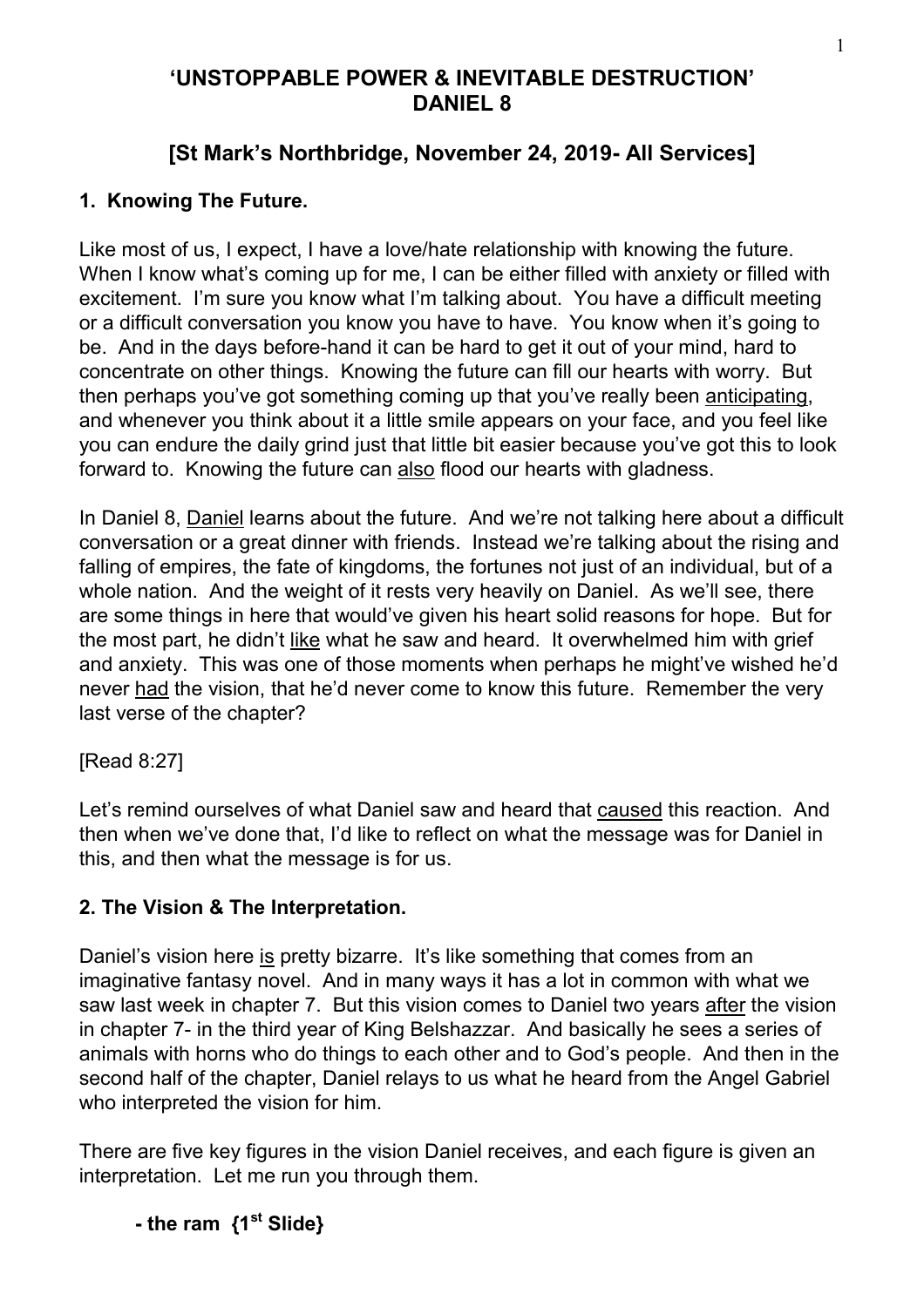# 'UNSTOPPABLE POWER & INEVITABLE DESTRUCTION' DANIEL 8

## [St Mark's Northbridge, November 24, 2019- All Services]

### 1. Knowing The Future.

Like most of us, I expect, I have a love/hate relationship with knowing the future. When I know what's coming up for me, I can be either filled with anxiety or filled with excitement. I'm sure you know what I'm talking about. You have a difficult meeting or a difficult conversation you know you have to have. You know when it's going to be. And in the days before-hand it can be hard to get it out of your mind, hard to concentrate on other things. Knowing the future can fill our hearts with worry. But then perhaps you've got something coming up that you've really been <u>anticipating</u>, and whenever you think about it a little smile appears on your face, and you feel like you can endure the daily grind just that little bit easier because you've got this to look forward to. Knowing the future can <u>also</u> flood our hearts with gladness.

In Daniel 8, <u>Daniel</u> learns about the future. And we're not talking here about a difficult conversation or a great dinner with friends. Instead we're talking about the rising and falling of empires, the fate of kingdoms, the fortunes not just of an individual, but of a whole nation. And the weight of it rests very heavily on Daniel. As we'll see, there are some things in here that would've given his heart solid reasons for hope. But for the most part, he didn't <u>like</u> what he saw and heard. It overwhelmed him with grief and anxiety. This was one of those moments when perhaps he might've wished he'd never <u>had</u> the vision, that he'd never come to know this future. Remember the very last verse of the chapter?

[Read 8:27]

Let's remind ourselves of what Daniel saw and heard that <u>caused</u> this reaction. And then when we've done that, I'd like to reflect on what the message was for Daniel in this, and then what the message is for us.

### 2. The Vision & The Interpretation.

Daniel's vision here <u>is</u> pretty bizarre. It's like something that comes from an imaginative fantasy novel. And in many ways it has a lot in common with what we saw last week in chapter 7. But this vision comes to Daniel two years <u>after</u> the vision in chapter 7- in the third year of King Belshazzar. And basically he sees a series of animals with horns who do things to each other and to God's people. And then in the second half of the chapter, Daniel relays to us what he heard from the Angel Gabriel who interpreted the vision for him.

There are five key figures in the vision Daniel receives, and each figure is given an interpretation. Let me run you through them.

- **the ram {1st Slide}**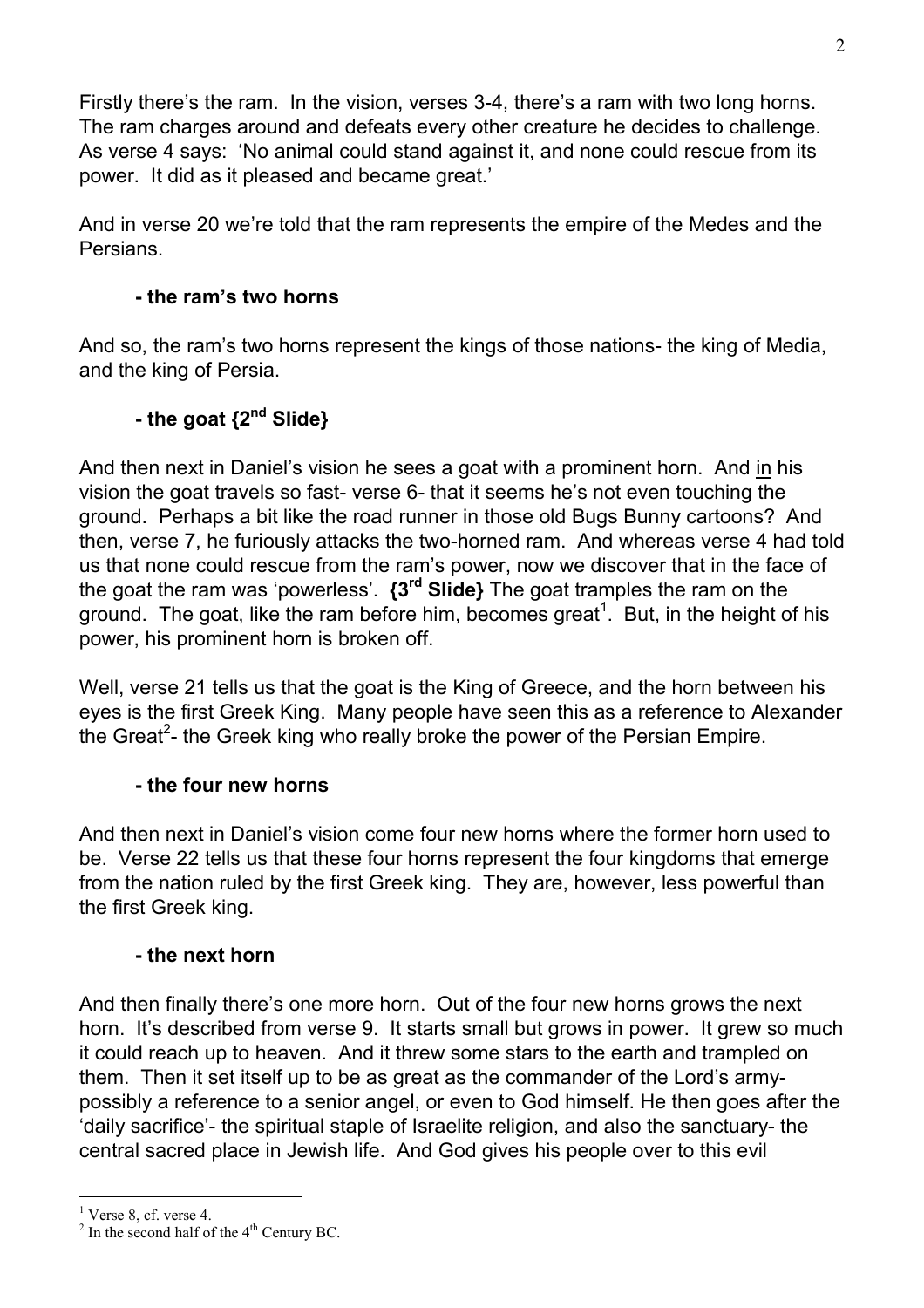Firstly there's the ram. In the vision, verses 3-4, there's a ram with two long horns. The ram charges around and defeats every other creature he decides to challenge. As verse 4 says: 'No animal could stand against it, and none could rescue from its power. It did as it pleased and became great.'

And in verse 20 we're told that the ram represents the empire of the Medes and the Persians.

**- the ram's two horns**

And so, the ram's two horns represent the kings of those nations- the king of Media, and the king of Persia.

**- the goat {2nd Slide}**

And then next in Daniel's vision he sees a goat with a prominent horn. And <u>in</u> his vision the goat travels so fast- verse 6- that it seems he's not even touching the ground. Perhaps a bit like the road runner in those old Bugs Bunny cartoons? And then, verse 7, he furiously attacks the two-horned ram. And whereas verse 4 had told us that none could rescue from the ram's power, now we discover that in the face of the goat the ram was 'powerless'. **{3rd Slide}** The goat tramples the ram on the ground. The goat, like the ram before him, becomes great[1]. But, in the height of his power, his prominent horn is broken off.

Well, verse 21 tells us that the goat is the King of Greece, and the horn between his eyes is the first Greek King. Many people have seen this as a reference to Alexander the Great[2]- the Greek king who really broke the power of the Persian Empire.

**- the four new horns**

And then next in Daniel's vision come four new horns where the former horn used to be. Verse 22 tells us that these four horns represent the four kingdoms that emerge from the nation ruled by the first Greek king. They are, however, less powerful than the first Greek king.

**- the next horn**

And then finally there's one more horn. Out of the four new horns grows the next horn. It's described from verse 9. It starts small but grows in power. It grew so much it could reach up to heaven. And it threw some stars to the earth and trampled on them. Then it set itself up to be as great as the commander of the Lord's army- possibly a reference to a senior angel, or even to God himself. He then goes after the 'daily sacrifice'- the spiritual staple of Israelite religion, and also the sanctuary- the central sacred place in Jewish life. And God gives his people over to this evil

---

[1] Verse 8, cf. verse 4.

[2] In the second half of the 4th Century BC.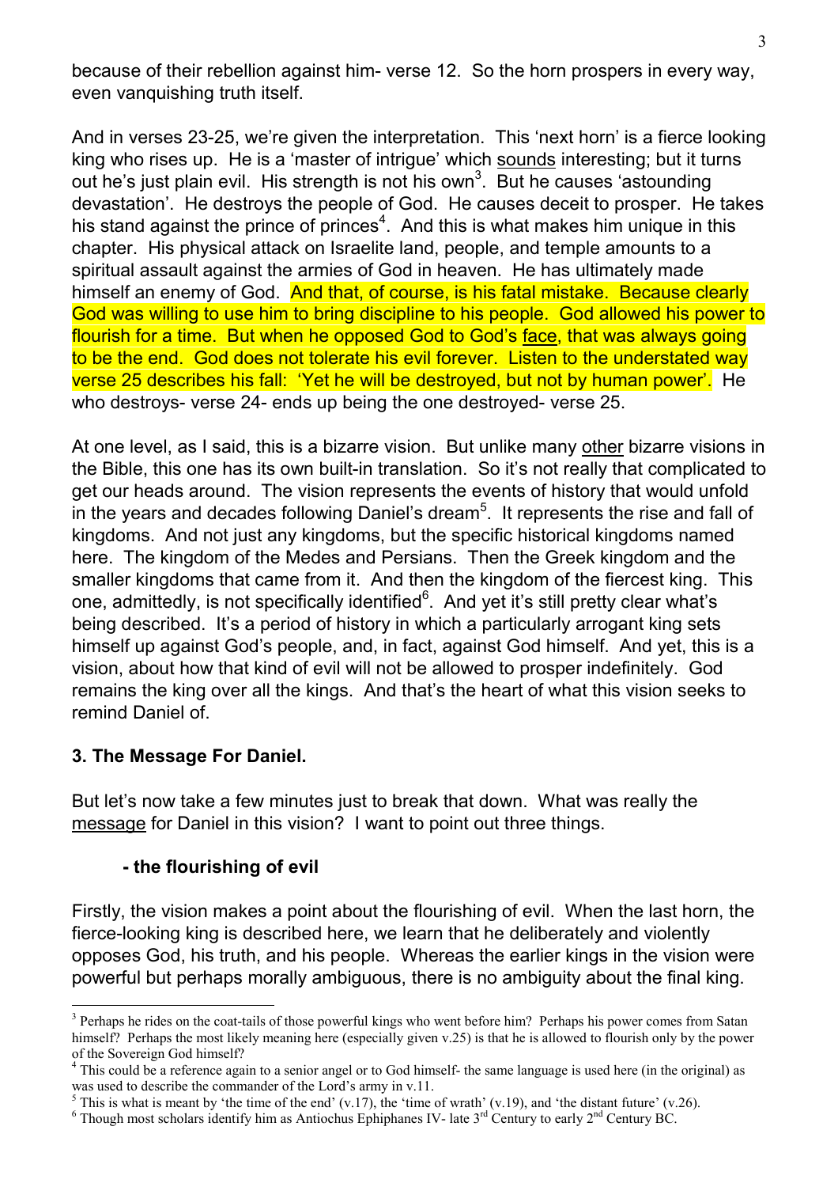because of their rebellion against him- verse 12. So the horn prospers in every way, even vanquishing truth itself.

And in verses 23-25, we're given the interpretation. This 'next horn' is a fierce looking king who rises up. He is a 'master of intrigue' which sounds interesting; but it turns out he's just plain evil. His strength is not his own[3]. But he causes 'astounding devastation'. He destroys the people of God. He causes deceit to prosper. He takes his stand against the prince of princes[4]. And this is what makes him unique in this chapter. His physical attack on Israelite land, people, and temple amounts to a spiritual assault against the armies of God in heaven. He has ultimately made himself an enemy of God. And that, of course, is his fatal mistake. Because clearly God was willing to use him to bring discipline to his people. God allowed his power to flourish for a time. But when he opposed God to God's face, that was always going to be the end. God does not tolerate his evil forever. Listen to the understated way verse 25 describes his fall: 'Yet he will be destroyed, but not by human power'. He who destroys- verse 24- ends up being the one destroyed- verse 25.

At one level, as I said, this is a bizarre vision. But unlike many other bizarre visions in the Bible, this one has its own built-in translation. So it's not really that complicated to get our heads around. The vision represents the events of history that would unfold in the years and decades following Daniel's dream[5]. It represents the rise and fall of kingdoms. And not just any kingdoms, but the specific historical kingdoms named here. The kingdom of the Medes and Persians. Then the Greek kingdom and the smaller kingdoms that came from it. And then the kingdom of the fiercest king. This one, admittedly, is not specifically identified[6]. And yet it's still pretty clear what's being described. It's a period of history in which a particularly arrogant king sets himself up against God's people, and, in fact, against God himself. And yet, this is a vision, about how that kind of evil will not be allowed to prosper indefinitely. God remains the king over all the kings. And that's the heart of what this vision seeks to remind Daniel of.

**3. The Message For Daniel.**

But let's now take a few minutes just to break that down. What was really the message for Daniel in this vision? I want to point out three things.

**- the flourishing of evil**

Firstly, the vision makes a point about the flourishing of evil. When the last horn, the fierce-looking king is described here, we learn that he deliberately and violently opposes God, his truth, and his people. Whereas the earlier kings in the vision were powerful but perhaps morally ambiguous, there is no ambiguity about the final king.

---

[3] Perhaps he rides on the coat-tails of those powerful kings who went before him? Perhaps his power comes from Satan himself? Perhaps the most likely meaning here (especially given v.25) is that he is allowed to flourish only by the power of the Sovereign God himself?

[4] This could be a reference again to a senior angel or to God himself- the same language is used here (in the original) as was used to describe the commander of the Lord's army in v.11.

[5] This is what is meant by 'the time of the end' (v.17), the 'time of wrath' (v.19), and 'the distant future' (v.26).

[6] Though most scholars identify him as Antiochus Ephiphanes IV- late 3rd Century to early 2nd Century BC.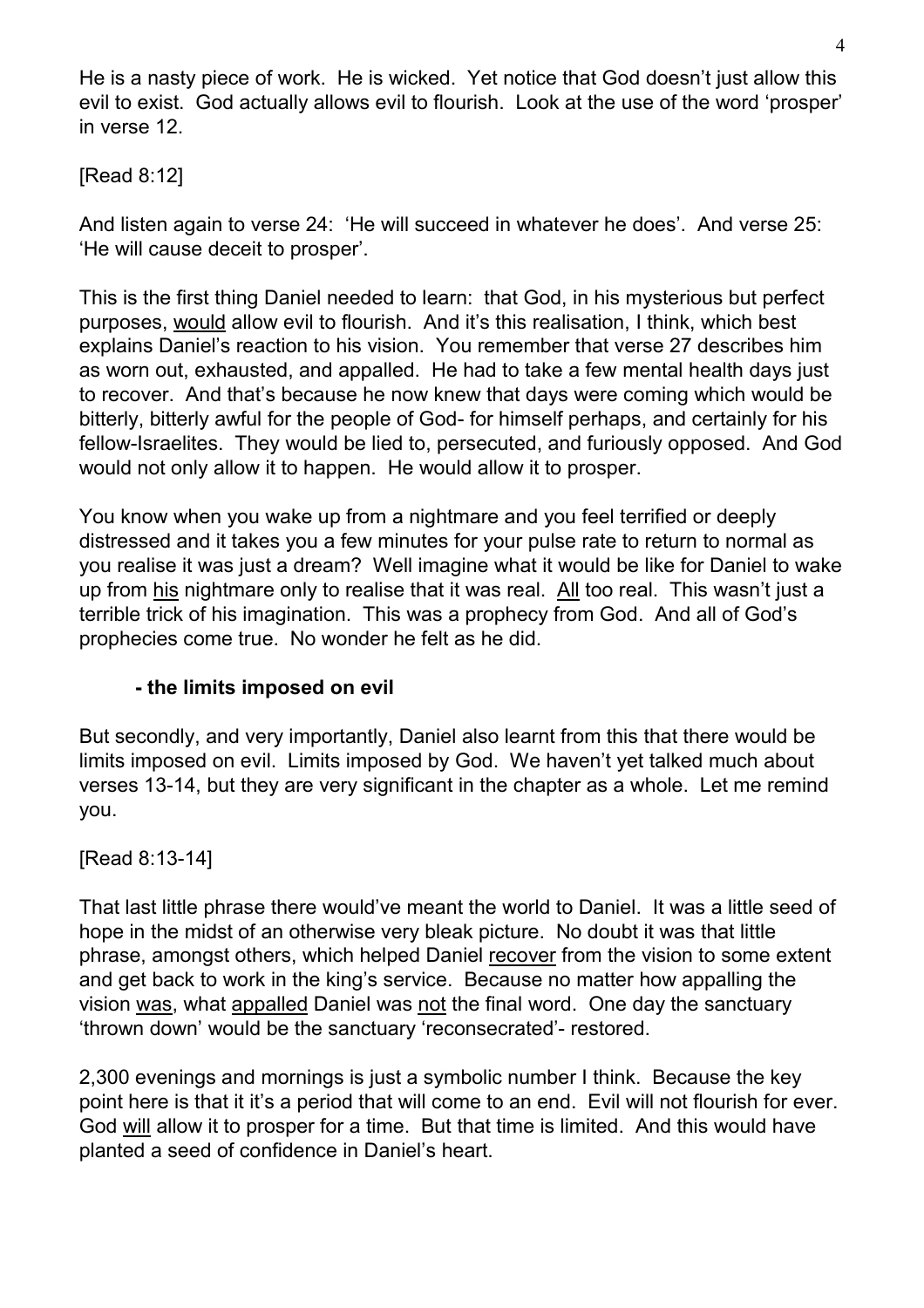He is a nasty piece of work. He is wicked. Yet notice that God doesn't just allow this evil to exist. God actually allows evil to flourish. Look at the use of the word 'prosper' in verse 12.

[Read 8:12]

And listen again to verse 24: 'He will succeed in whatever he does'. And verse 25: 'He will cause deceit to prosper'.

This is the first thing Daniel needed to learn: that God, in his mysterious but perfect purposes, <u>would</u> allow evil to flourish. And it's this realisation, I think, which best explains Daniel's reaction to his vision. You remember that verse 27 describes him as worn out, exhausted, and appalled. He had to take a few mental health days just to recover. And that's because he now knew that days were coming which would be bitterly, bitterly awful for the people of God- for himself perhaps, and certainly for his fellow-Israelites. They would be lied to, persecuted, and furiously opposed. And God would not only allow it to happen. He would allow it to prosper.

You know when you wake up from a nightmare and you feel terrified or deeply distressed and it takes you a few minutes for your pulse rate to return to normal as you realise it was just a dream? Well imagine what it would be like for Daniel to wake up from <u>his</u> nightmare only to realise that it was real. <u>All</u> too real. This wasn't just a terrible trick of his imagination. This was a prophecy from God. And all of God's prophecies come true. No wonder he felt as he did.

**- the limits imposed on evil**

But secondly, and very importantly, Daniel also learnt from this that there would be limits imposed on evil. Limits imposed by God. We haven't yet talked much about verses 13-14, but they are very significant in the chapter as a whole. Let me remind you.

[Read 8:13-14]

That last little phrase there would've meant the world to Daniel. It was a little seed of hope in the midst of an otherwise very bleak picture. No doubt it was that little phrase, amongst others, which helped Daniel <u>recover</u> from the vision to some extent and get back to work in the king's service. Because no matter how appalling the vision <u>was</u>, what <u>appalled</u> Daniel was <u>not</u> the final word. One day the sanctuary 'thrown down' would be the sanctuary 'reconsecrated'- restored.

2,300 evenings and mornings is just a symbolic number I think. Because the key point here is that it it's a period that will come to an end. Evil will not flourish for ever. God <u>will</u> allow it to prosper for a time. But that time is limited. And this would have planted a seed of confidence in Daniel's heart.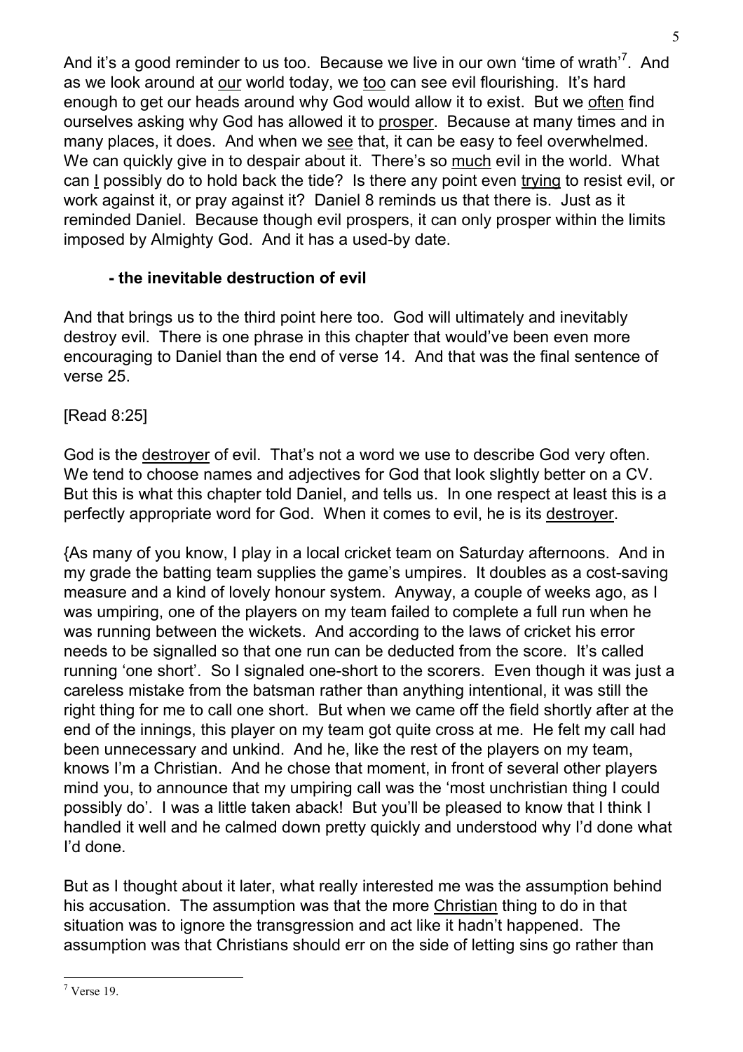And it's a good reminder to us too. Because we live in our own 'time of wrath'[7]. And as we look around at our world today, we too can see evil flourishing. It's hard enough to get our heads around why God would allow it to exist. But we often find ourselves asking why God has allowed it to prosper. Because at many times and in many places, it does. And when we see that, it can be easy to feel overwhelmed. We can quickly give in to despair about it. There's so much evil in the world. What can I possibly do to hold back the tide? Is there any point even trying to resist evil, or work against it, or pray against it? Daniel 8 reminds us that there is. Just as it reminded Daniel. Because though evil prospers, it can only prosper within the limits imposed by Almighty God. And it has a used-by date.

**- the inevitable destruction of evil**

And that brings us to the third point here too. God will ultimately and inevitably destroy evil. There is one phrase in this chapter that would've been even more encouraging to Daniel than the end of verse 14. And that was the final sentence of verse 25.

[Read 8:25]

God is the destroyer of evil. That's not a word we use to describe God very often. We tend to choose names and adjectives for God that look slightly better on a CV. But this is what this chapter told Daniel, and tells us. In one respect at least this is a perfectly appropriate word for God. When it comes to evil, he is its destroyer.

{As many of you know, I play in a local cricket team on Saturday afternoons. And in my grade the batting team supplies the game's umpires. It doubles as a cost-saving measure and a kind of lovely honour system. Anyway, a couple of weeks ago, as I was umpiring, one of the players on my team failed to complete a full run when he was running between the wickets. And according to the laws of cricket his error needs to be signalled so that one run can be deducted from the score. It's called running 'one short'. So I signaled one-short to the scorers. Even though it was just a careless mistake from the batsman rather than anything intentional, it was still the right thing for me to call one short. But when we came off the field shortly after at the end of the innings, this player on my team got quite cross at me. He felt my call had been unnecessary and unkind. And he, like the rest of the players on my team, knows I'm a Christian. And he chose that moment, in front of several other players mind you, to announce that my umpiring call was the 'most unchristian thing I could possibly do'. I was a little taken aback! But you'll be pleased to know that I think I handled it well and he calmed down pretty quickly and understood why I'd done what I'd done.

But as I thought about it later, what really interested me was the assumption behind his accusation. The assumption was that the more Christian thing to do in that situation was to ignore the transgression and act like it hadn't happened. The assumption was that Christians should err on the side of letting sins go rather than

[7] Verse 19.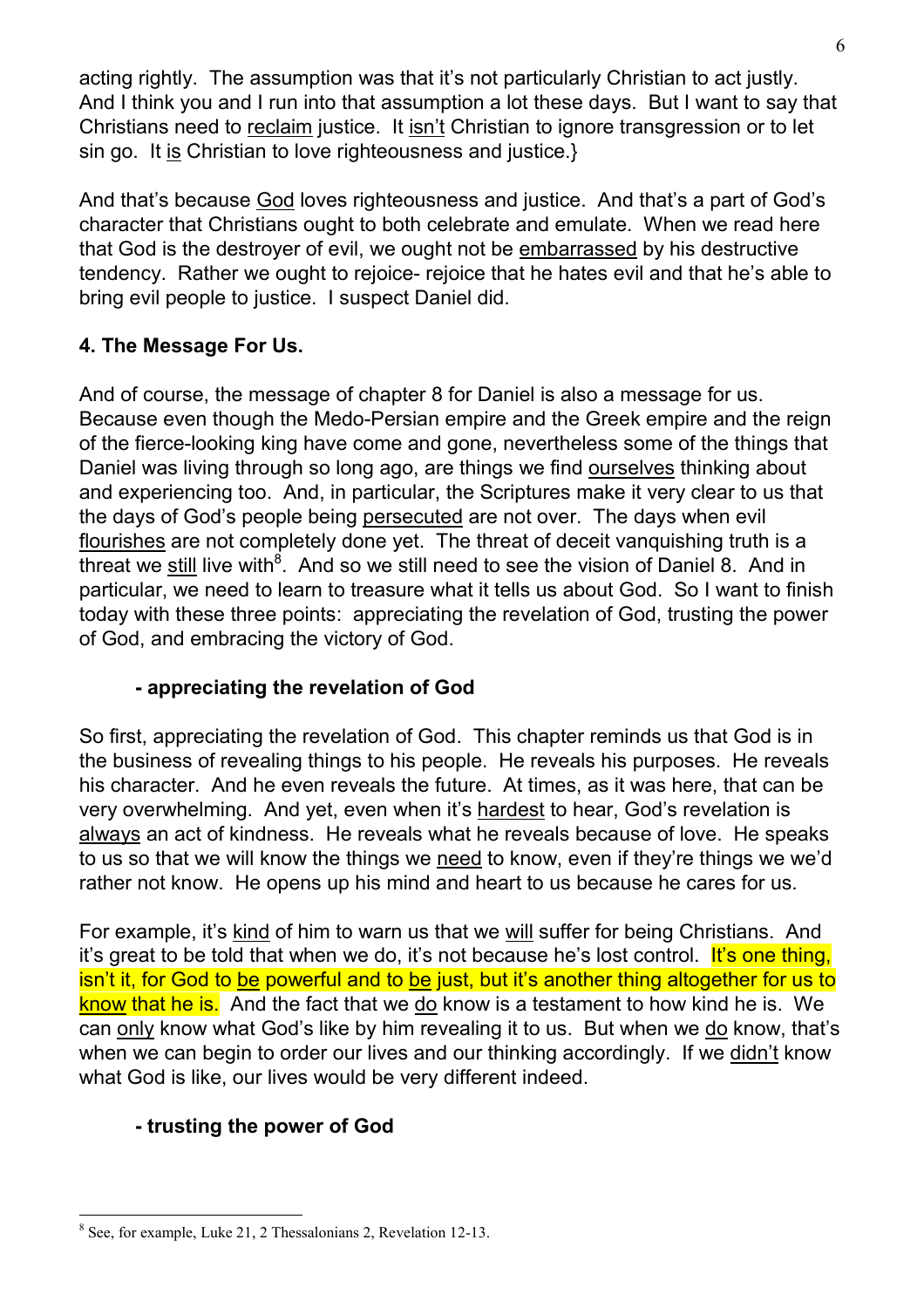acting rightly. The assumption was that it's not particularly Christian to act justly. And I think you and I run into that assumption a lot these days. But I want to say that Christians need to reclaim justice. It isn't Christian to ignore transgression or to let sin go. It is Christian to love righteousness and justice.}

And that's because God loves righteousness and justice. And that's a part of God's character that Christians ought to both celebrate and emulate. When we read here that God is the destroyer of evil, we ought not be embarrassed by his destructive tendency. Rather we ought to rejoice- rejoice that he hates evil and that he's able to bring evil people to justice. I suspect Daniel did.

### 4. The Message For Us.

And of course, the message of chapter 8 for Daniel is also a message for us. Because even though the Medo-Persian empire and the Greek empire and the reign of the fierce-looking king have come and gone, nevertheless some of the things that Daniel was living through so long ago, are things we find ourselves thinking about and experiencing too. And, in particular, the Scriptures make it very clear to us that the days of God's people being persecuted are not over. The days when evil flourishes are not completely done yet. The threat of deceit vanquishing truth is a threat we still live with[8]. And so we still need to see the vision of Daniel 8. And in particular, we need to learn to treasure what it tells us about God. So I want to finish today with these three points: appreciating the revelation of God, trusting the power of God, and embracing the victory of God.

#### - appreciating the revelation of God

So first, appreciating the revelation of God. This chapter reminds us that God is in the business of revealing things to his people. He reveals his purposes. He reveals his character. And he even reveals the future. At times, as it was here, that can be very overwhelming. And yet, even when it's hardest to hear, God's revelation is always an act of kindness. He reveals what he reveals because of love. He speaks to us so that we will know the things we need to know, even if they're things we we'd rather not know. He opens up his mind and heart to us because he cares for us.

For example, it's kind of him to warn us that we will suffer for being Christians. And it's great to be told that when we do, it's not because he's lost control. It's one thing, isn't it, for God to be powerful and to be just, but it's another thing altogether for us to know that he is. And the fact that we do know is a testament to how kind he is. We can only know what God's like by him revealing it to us. But when we do know, that's when we can begin to order our lives and our thinking accordingly. If we didn't know what God is like, our lives would be very different indeed.

#### - trusting the power of God

[8] See, for example, Luke 21, 2 Thessalonians 2, Revelation 12-13.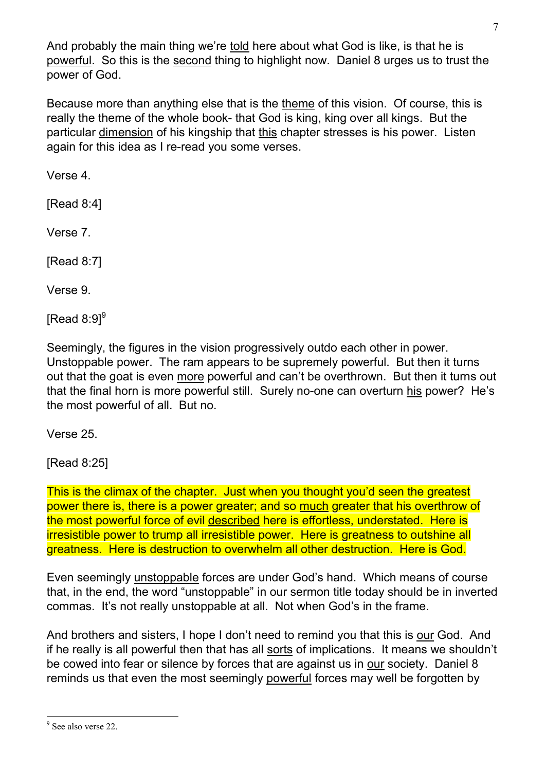And probably the main thing we're told here about what God is like, is that he is powerful. So this is the second thing to highlight now. Daniel 8 urges us to trust the power of God.

Because more than anything else that is the theme of this vision. Of course, this is really the theme of the whole book- that God is king, king over all kings. But the particular dimension of his kingship that this chapter stresses is his power. Listen again for this idea as I re-read you some verses.

Verse 4.

[Read 8:4]

Verse 7.

[Read 8:7]

Verse 9.

[Read 8:9][9]

Seemingly, the figures in the vision progressively outdo each other in power. Unstoppable power. The ram appears to be supremely powerful. But then it turns out that the goat is even more powerful and can't be overthrown. But then it turns out that the final horn is more powerful still. Surely no-one can overturn his power? He's the most powerful of all. But no.

Verse 25.

[Read 8:25]

This is the climax of the chapter. Just when you thought you'd seen the greatest power there is, there is a power greater; and so much greater that his overthrow of the most powerful force of evil described here is effortless, understated. Here is irresistible power to trump all irresistible power. Here is greatness to outshine all greatness. Here is destruction to overwhelm all other destruction. Here is God.

Even seemingly unstoppable forces are under God's hand. Which means of course that, in the end, the word "unstoppable" in our sermon title today should be in inverted commas. It's not really unstoppable at all. Not when God's in the frame.

And brothers and sisters, I hope I don't need to remind you that this is our God. And if he really is all powerful then that has all sorts of implications. It means we shouldn't be cowed into fear or silence by forces that are against us in our society. Daniel 8 reminds us that even the most seemingly powerful forces may well be forgotten by

[9] See also verse 22.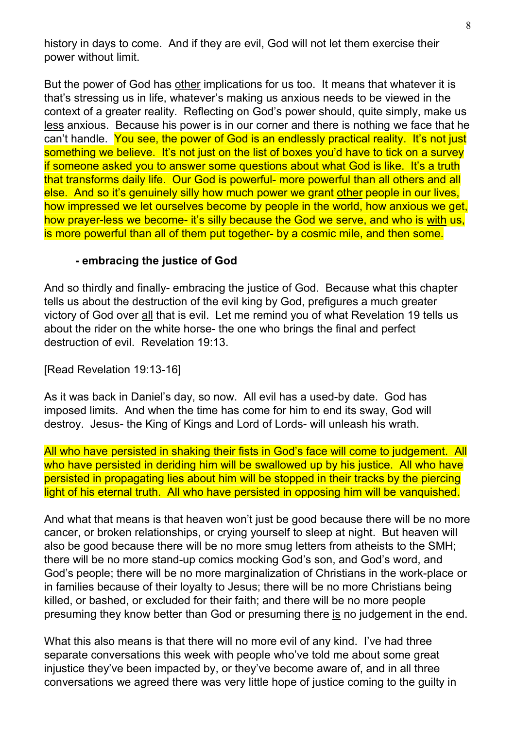history in days to come. And if they are evil, God will not let them exercise their power without limit.

But the power of God has <u>other</u> implications for us too. It means that whatever it is that's stressing us in life, whatever's making us anxious needs to be viewed in the context of a greater reality. Reflecting on God's power should, quite simply, make us <u>less</u> anxious. Because his power is in our corner and there is nothing we face that he can't handle. You see, the power of God is an endlessly practical reality. It's not just something we believe. It's not just on the list of boxes you'd have to tick on a survey if someone asked you to answer some questions about what God is like. It's a truth that transforms daily life. Our God is powerful- more powerful than all others and all else. And so it's genuinely silly how much power we grant <u>other</u> people in our lives, how impressed we let ourselves become by people in the world, how anxious we get, how prayer-less we become- it's silly because the God we serve, and who is <u>with</u> us, is more powerful than all of them put together- by a cosmic mile, and then some.

**- embracing the justice of God**

And so thirdly and finally- embracing the justice of God. Because what this chapter tells us about the destruction of the evil king by God, prefigures a much greater victory of God over <u>all</u> that is evil. Let me remind you of what Revelation 19 tells us about the rider on the white horse- the one who brings the final and perfect destruction of evil. Revelation 19:13.

[Read Revelation 19:13-16]

As it was back in Daniel's day, so now. All evil has a used-by date. God has imposed limits. And when the time has come for him to end its sway, God will destroy. Jesus- the King of Kings and Lord of Lords- will unleash his wrath.

All who have persisted in shaking their fists in God's face will come to judgement. All who have persisted in deriding him will be swallowed up by his justice. All who have persisted in propagating lies about him will be stopped in their tracks by the piercing light of his eternal truth. All who have persisted in opposing him will be vanquished.

And what that means is that heaven won't just be good because there will be no more cancer, or broken relationships, or crying yourself to sleep at night. But heaven will also be good because there will be no more smug letters from atheists to the SMH; there will be no more stand-up comics mocking God's son, and God's word, and God's people; there will be no more marginalization of Christians in the work-place or in families because of their loyalty to Jesus; there will be no more Christians being killed, or bashed, or excluded for their faith; and there will be no more people presuming they know better than God or presuming there <u>is</u> no judgement in the end.

What this also means is that there will no more evil of any kind. I've had three separate conversations this week with people who've told me about some great injustice they've been impacted by, or they've become aware of, and in all three conversations we agreed there was very little hope of justice coming to the guilty in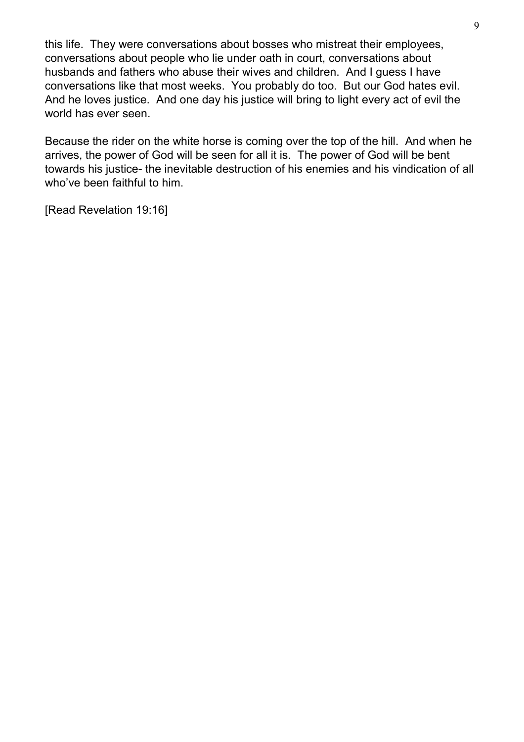this life. They were conversations about bosses who mistreat their employees, conversations about people who lie under oath in court, conversations about husbands and fathers who abuse their wives and children. And I guess I have conversations like that most weeks. You probably do too. But our God hates evil. And he loves justice. And one day his justice will bring to light every act of evil the world has ever seen.

Because the rider on the white horse is coming over the top of the hill. And when he arrives, the power of God will be seen for all it is. The power of God will be bent towards his justice- the inevitable destruction of his enemies and his vindication of all who've been faithful to him.

[Read Revelation 19:16]